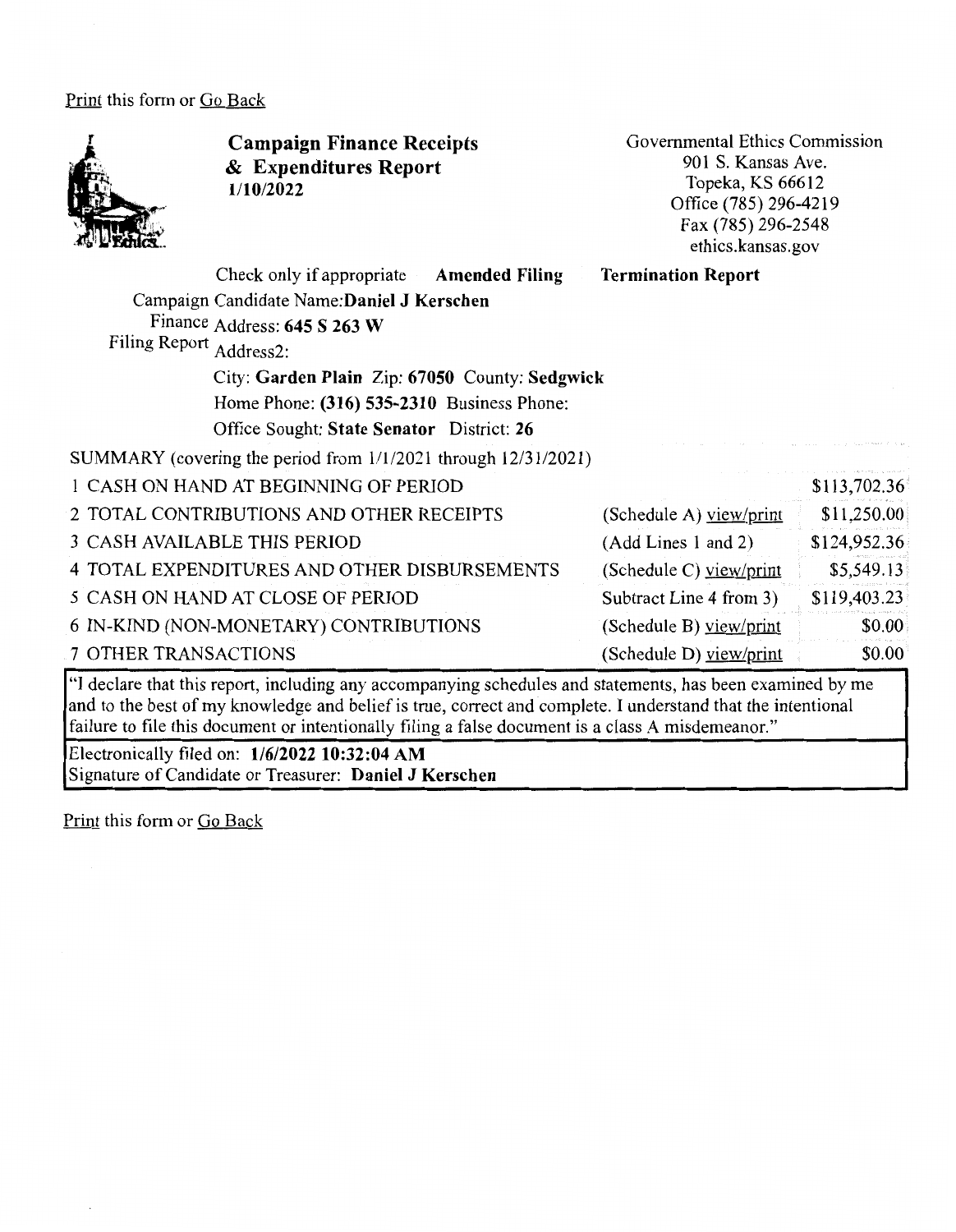Print this form or Go Back

# Campaign Finance Receipts & Expenditures Report
1/10/2022

Governmental Ethics Commission
901 S. Kansas Ave.
Topeka, KS 66612
Office (785) 296-4219
Fax (785) 296-2548
ethics.kansas.gov

Check only if appropriate **Amended Filing** **Termination Report**

Campaign Finance Filing Report

Candidate Name: **Daniel J Kerschen**
Address: **645 S 263 W**
Address2:
City: **Garden Plain** Zip: **67050** County: **Sedgwick**
Home Phone: **(316) 535-2310** Business Phone:
Office Sought: **State Senator** District: **26**

SUMMARY (covering the period from 1/1/2021 through 12/31/2021)

| | | |
|---|---|---|
| 1 CASH ON HAND AT BEGINNING OF PERIOD | | $113,702.36 |
| 2 TOTAL CONTRIBUTIONS AND OTHER RECEIPTS | (Schedule A) view/print | $11,250.00 |
| 3 CASH AVAILABLE THIS PERIOD | (Add Lines 1 and 2) | $124,952.36 |
| 4 TOTAL EXPENDITURES AND OTHER DISBURSEMENTS | (Schedule C) view/print | $5,549.13 |
| 5 CASH ON HAND AT CLOSE OF PERIOD | Subtract Line 4 from 3) | $119,403.23 |
| 6 IN-KIND (NON-MONETARY) CONTRIBUTIONS | (Schedule B) view/print | $0.00 |
| 7 OTHER TRANSACTIONS | (Schedule D) view/print | $0.00 |

"I declare that this report, including any accompanying schedules and statements, has been examined by me and to the best of my knowledge and belief is true, correct and complete. I understand that the intentional failure to file this document or intentionally filing a false document is a class A misdemeanor."

Electronically filed on: **1/6/2022 10:32:04 AM**
Signature of Candidate or Treasurer: **Daniel J Kerschen**

Print this form or Go Back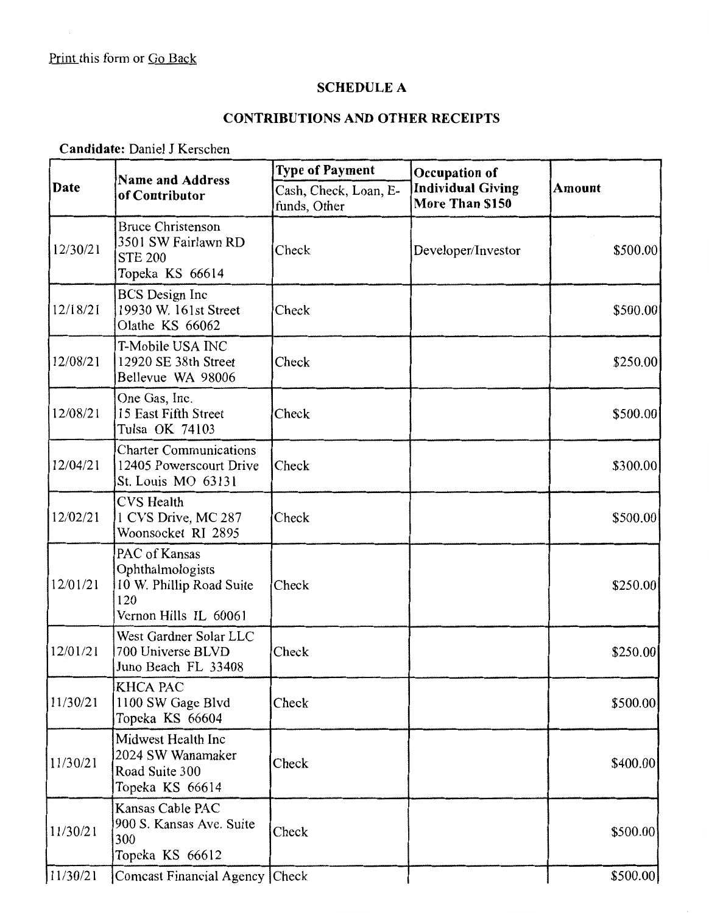Print this form or Go Back

## SCHEDULE A

## CONTRIBUTIONS AND OTHER RECEIPTS

**Candidate:** Daniel J Kerschen

| Date | Name and Address of Contributor | Type of Payment | Occupation of Individual Giving More Than $150 | Amount |
|---|---|---|---|---|
| | | Cash, Check, Loan, E-funds, Other | | |
| 12/30/21 | Bruce Christenson<br>3501 SW Fairlawn RD<br>STE 200<br>Topeka KS 66614 | Check | Developer/Investor | $500.00 |
| 12/18/21 | BCS Design Inc<br>19930 W. 161st Street<br>Olathe KS 66062 | Check | | $500.00 |
| 12/08/21 | T-Mobile USA INC<br>12920 SE 38th Street<br>Bellevue WA 98006 | Check | | $250.00 |
| 12/08/21 | One Gas, Inc.<br>15 East Fifth Street<br>Tulsa OK 74103 | Check | | $500.00 |
| 12/04/21 | Charter Communications<br>12405 Powerscourt Drive<br>St. Louis MO 63131 | Check | | $300.00 |
| 12/02/21 | CVS Health<br>1 CVS Drive, MC 287<br>Woonsocket RI 2895 | Check | | $500.00 |
| 12/01/21 | PAC of Kansas Ophthalmologists<br>10 W. Phillip Road Suite 120<br>Vernon Hills IL 60061 | Check | | $250.00 |
| 12/01/21 | West Gardner Solar LLC<br>700 Universe BLVD<br>Juno Beach FL 33408 | Check | | $250.00 |
| 11/30/21 | KHCA PAC<br>1100 SW Gage Blvd<br>Topeka KS 66604 | Check | | $500.00 |
| 11/30/21 | Midwest Health Inc<br>2024 SW Wanamaker Road Suite 300<br>Topeka KS 66614 | Check | | $400.00 |
| 11/30/21 | Kansas Cable PAC<br>900 S. Kansas Ave. Suite 300<br>Topeka KS 66612 | Check | | $500.00 |
| 11/30/21 | Comcast Financial Agency | Check | | $500.00 |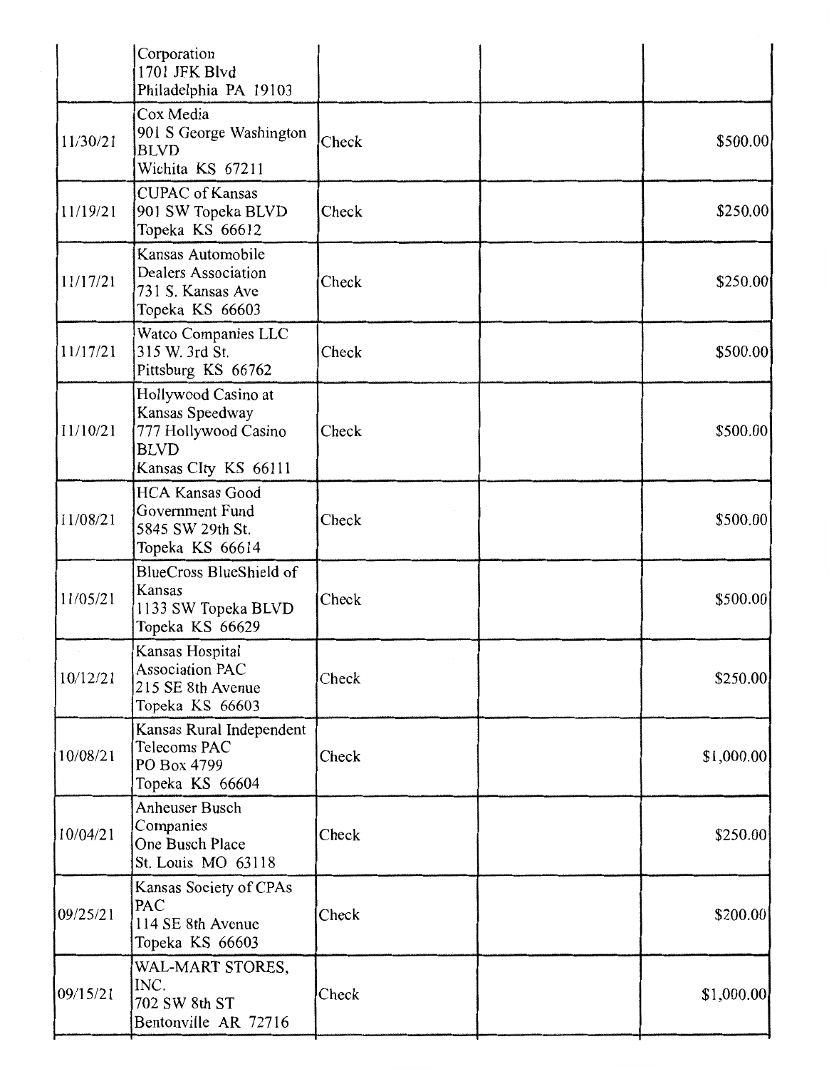| | | | | |
|---|---|---|---|---|
| | Corporation<br>1701 JFK Blvd<br>Philadelphia PA 19103 | | | |
| 11/30/21 | Cox Media<br>901 S George Washington BLVD<br>Wichita KS 67211 | Check | | $500.00 |
| 11/19/21 | CUPAC of Kansas<br>901 SW Topeka BLVD<br>Topeka KS 66612 | Check | | $250.00 |
| 11/17/21 | Kansas Automobile Dealers Association<br>731 S. Kansas Ave<br>Topeka KS 66603 | Check | | $250.00 |
| 11/17/21 | Watco Companies LLC<br>315 W. 3rd St.<br>Pittsburg KS 66762 | Check | | $500.00 |
| 11/10/21 | Hollywood Casino at Kansas Speedway<br>777 Hollywood Casino BLVD<br>Kansas CIty KS 66111 | Check | | $500.00 |
| 11/08/21 | HCA Kansas Good Government Fund<br>5845 SW 29th St.<br>Topeka KS 66614 | Check | | $500.00 |
| 11/05/21 | BlueCross BlueShield of Kansas<br>1133 SW Topeka BLVD<br>Topeka KS 66629 | Check | | $500.00 |
| 10/12/21 | Kansas Hospital Association PAC<br>215 SE 8th Avenue<br>Topeka KS 66603 | Check | | $250.00 |
| 10/08/21 | Kansas Rural Independent Telecoms PAC<br>PO Box 4799<br>Topeka KS 66604 | Check | | $1,000.00 |
| 10/04/21 | Anheuser Busch Companies<br>One Busch Place<br>St. Louis MO 63118 | Check | | $250.00 |
| 09/25/21 | Kansas Society of CPAs PAC<br>114 SE 8th Avenue<br>Topeka KS 66603 | Check | | $200.00 |
| 09/15/21 | WAL-MART STORES, INC.<br>702 SW 8th ST<br>Bentonville AR 72716 | Check | | $1,000.00 |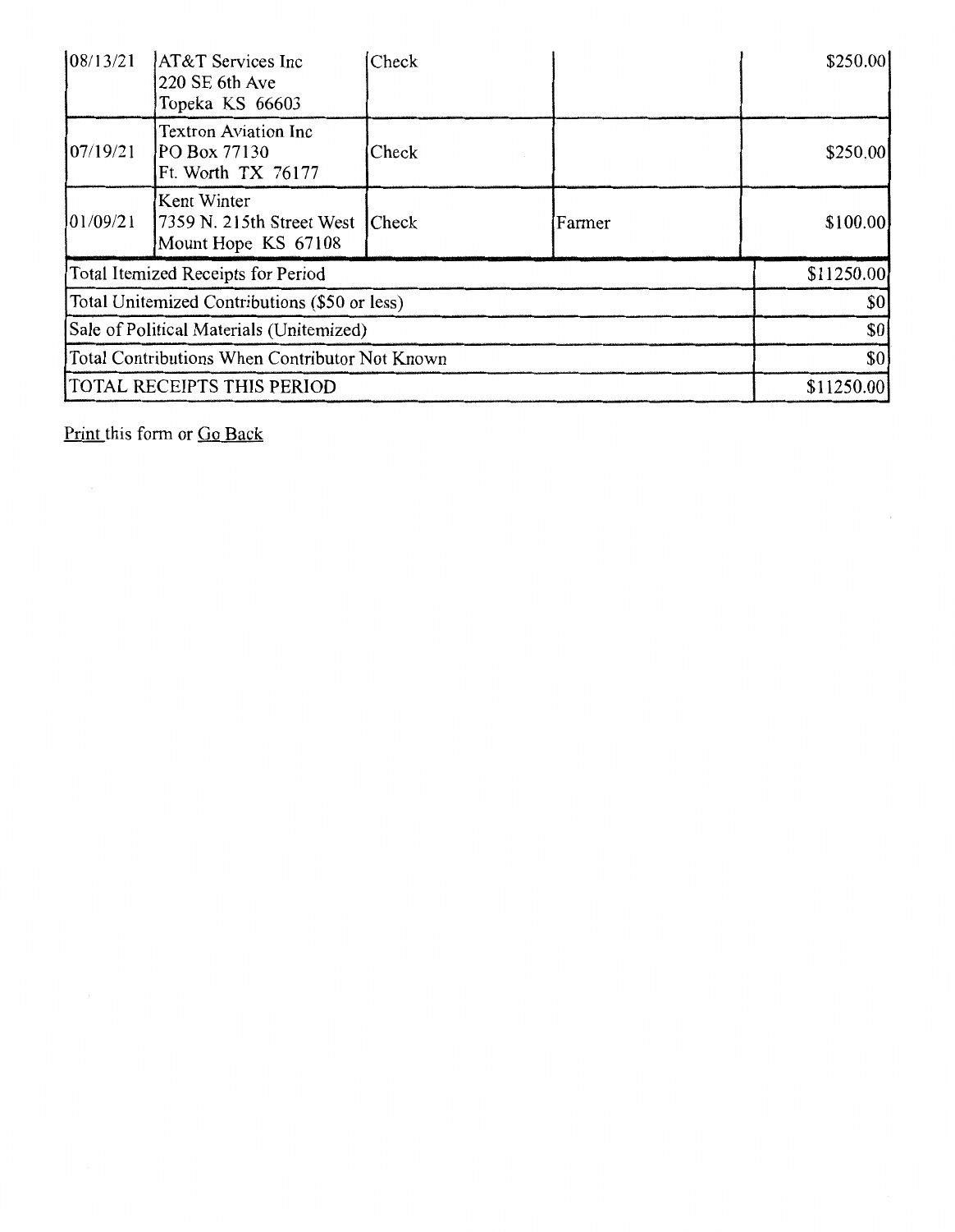| | | | | |
|---|---|---|---|---|
| 08/13/21 | AT&T Services Inc<br>220 SE 6th Ave<br>Topeka KS 66603 | Check | | $250.00 |
| 07/19/21 | Textron Aviation Inc<br>PO Box 77130<br>Ft. Worth TX 76177 | Check | | $250.00 |
| 01/09/21 | Kent Winter<br>7359 N. 215th Street West<br>Mount Hope KS 67108 | Check | Farmer | $100.00 |
| Total Itemized Receipts for Period | | | | $11250.00 |
| Total Unitemized Contributions ($50 or less) | | | | $0 |
| Sale of Political Materials (Unitemized) | | | | $0 |
| Total Contributions When Contributor Not Known | | | | $0 |
| TOTAL RECEIPTS THIS PERIOD | | | | $11250.00 |

Print this form or Go Back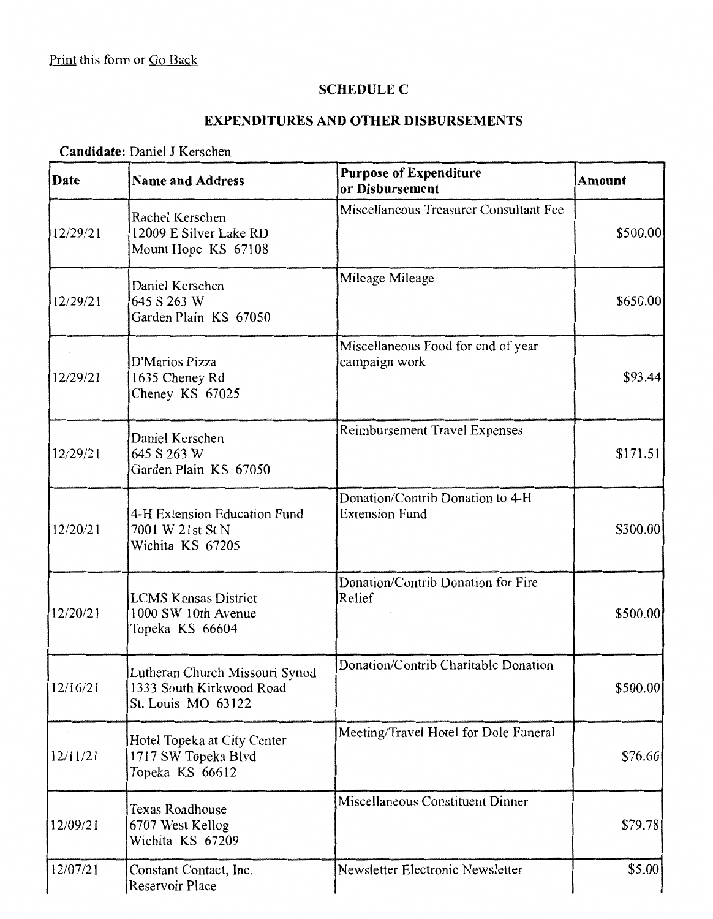Print this form or Go Back

## SCHEDULE C

## EXPENDITURES AND OTHER DISBURSEMENTS

**Candidate:** Daniel J Kerschen

| Date | Name and Address | Purpose of Expenditure or Disbursement | Amount |
|---|---|---|---|
| 12/29/21 | Rachel Kerschen<br>12009 E Silver Lake RD<br>Mount Hope KS 67108 | Miscellaneous Treasurer Consultant Fee | $500.00 |
| 12/29/21 | Daniel Kerschen<br>645 S 263 W<br>Garden Plain KS 67050 | Mileage Mileage | $650.00 |
| 12/29/21 | D'Marios Pizza<br>1635 Cheney Rd<br>Cheney KS 67025 | Miscellaneous Food for end of year campaign work | $93.44 |
| 12/29/21 | Daniel Kerschen<br>645 S 263 W<br>Garden Plain KS 67050 | Reimbursement Travel Expenses | $171.51 |
| 12/20/21 | 4-H Extension Education Fund<br>7001 W 21st St N<br>Wichita KS 67205 | Donation/Contrib Donation to 4-H Extension Fund | $300.00 |
| 12/20/21 | LCMS Kansas District<br>1000 SW 10th Avenue<br>Topeka KS 66604 | Donation/Contrib Donation for Fire Relief | $500.00 |
| 12/16/21 | Lutheran Church Missouri Synod<br>1333 South Kirkwood Road<br>St. Louis MO 63122 | Donation/Contrib Charitable Donation | $500.00 |
| 12/11/21 | Hotel Topeka at City Center<br>1717 SW Topeka Blvd<br>Topeka KS 66612 | Meeting/Travel Hotel for Dole Funeral | $76.66 |
| 12/09/21 | Texas Roadhouse<br>6707 West Kellog<br>Wichita KS 67209 | Miscellaneous Constituent Dinner | $79.78 |
| 12/07/21 | Constant Contact, Inc.<br>Reservoir Place | Newsletter Electronic Newsletter | $5.00 |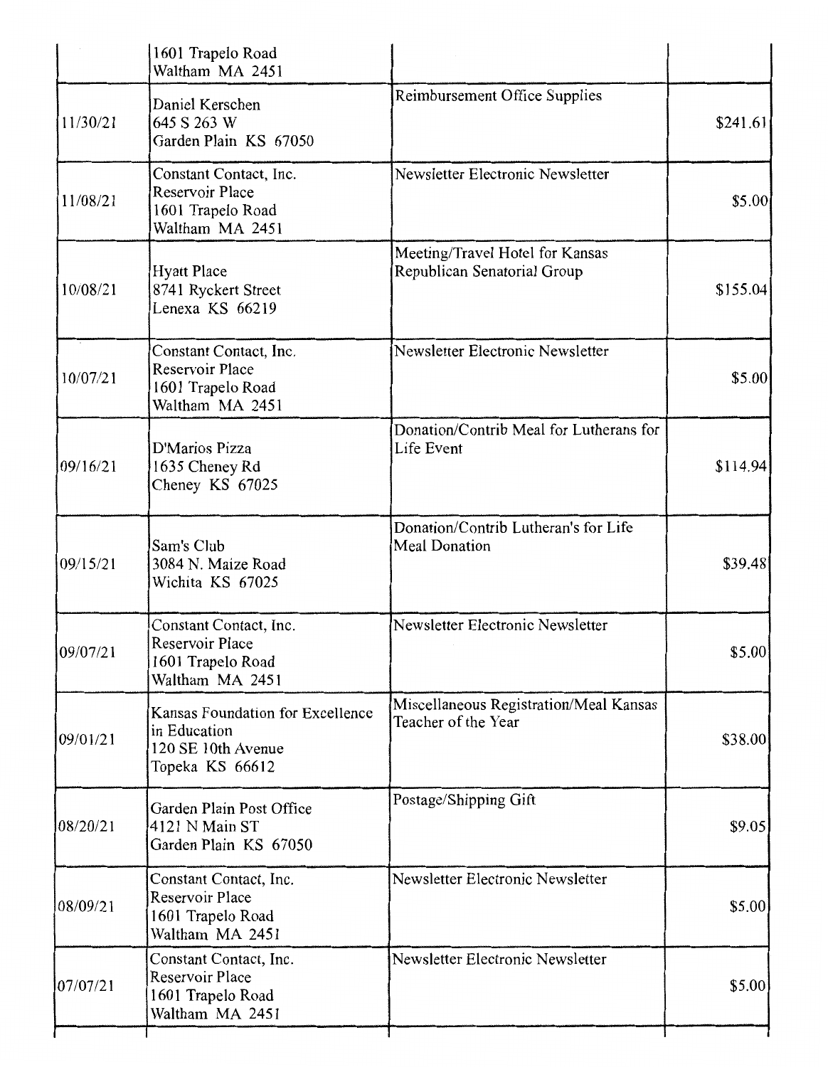| | | | |
|---|---|---|---|
| | 1601 Trapelo Road<br>Waltham MA 2451 | | |
| 11/30/21 | Daniel Kerschen<br>645 S 263 W<br>Garden Plain KS 67050 | Reimbursement Office Supplies | $241.61 |
| 11/08/21 | Constant Contact, Inc.<br>Reservoir Place<br>1601 Trapelo Road<br>Waltham MA 2451 | Newsletter Electronic Newsletter | $5.00 |
| 10/08/21 | Hyatt Place<br>8741 Ryckert Street<br>Lenexa KS 66219 | Meeting/Travel Hotel for Kansas Republican Senatorial Group | $155.04 |
| 10/07/21 | Constant Contact, Inc.<br>Reservoir Place<br>1601 Trapelo Road<br>Waltham MA 2451 | Newsletter Electronic Newsletter | $5.00 |
| 09/16/21 | D'Marios Pizza<br>1635 Cheney Rd<br>Cheney KS 67025 | Donation/Contrib Meal for Lutherans for Life Event | $114.94 |
| 09/15/21 | Sam's Club<br>3084 N. Maize Road<br>Wichita KS 67025 | Donation/Contrib Lutheran's for Life Meal Donation | $39.48 |
| 09/07/21 | Constant Contact, Inc.<br>Reservoir Place<br>1601 Trapelo Road<br>Waltham MA 2451 | Newsletter Electronic Newsletter | $5.00 |
| 09/01/21 | Kansas Foundation for Excellence in Education<br>120 SE 10th Avenue<br>Topeka KS 66612 | Miscellaneous Registration/Meal Kansas Teacher of the Year | $38.00 |
| 08/20/21 | Garden Plain Post Office<br>4121 N Main ST<br>Garden Plain KS 67050 | Postage/Shipping Gift | $9.05 |
| 08/09/21 | Constant Contact, Inc.<br>Reservoir Place<br>1601 Trapelo Road<br>Waltham MA 2451 | Newsletter Electronic Newsletter | $5.00 |
| 07/07/21 | Constant Contact, Inc.<br>Reservoir Place<br>1601 Trapelo Road<br>Waltham MA 2451 | Newsletter Electronic Newsletter | $5.00 |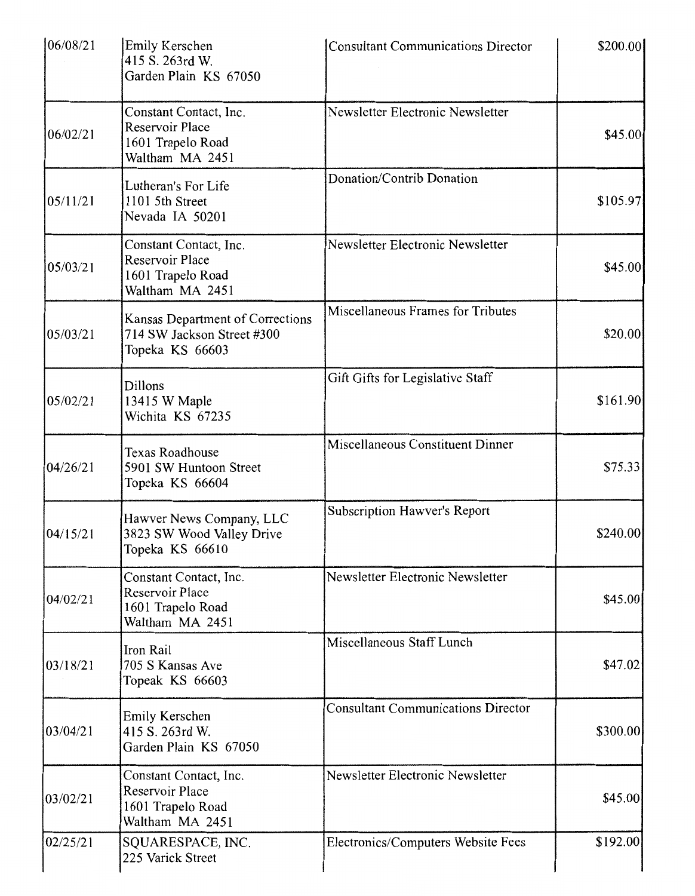| | | | |
|---|---|---|---|
| 06/08/21 | Emily Kerschen<br>415 S. 263rd W.<br>Garden Plain KS 67050 | Consultant Communications Director | $200.00 |
| 06/02/21 | Constant Contact, Inc.<br>Reservoir Place<br>1601 Trapelo Road<br>Waltham MA 2451 | Newsletter Electronic Newsletter | $45.00 |
| 05/11/21 | Lutheran's For Life<br>1101 5th Street<br>Nevada IA 50201 | Donation/Contrib Donation | $105.97 |
| 05/03/21 | Constant Contact, Inc.<br>Reservoir Place<br>1601 Trapelo Road<br>Waltham MA 2451 | Newsletter Electronic Newsletter | $45.00 |
| 05/03/21 | Kansas Department of Corrections<br>714 SW Jackson Street #300<br>Topeka KS 66603 | Miscellaneous Frames for Tributes | $20.00 |
| 05/02/21 | Dillons<br>13415 W Maple<br>Wichita KS 67235 | Gift Gifts for Legislative Staff | $161.90 |
| 04/26/21 | Texas Roadhouse<br>5901 SW Huntoon Street<br>Topeka KS 66604 | Miscellaneous Constituent Dinner | $75.33 |
| 04/15/21 | Hawver News Company, LLC<br>3823 SW Wood Valley Drive<br>Topeka KS 66610 | Subscription Hawver's Report | $240.00 |
| 04/02/21 | Constant Contact, Inc.<br>Reservoir Place<br>1601 Trapelo Road<br>Waltham MA 2451 | Newsletter Electronic Newsletter | $45.00 |
| 03/18/21 | Iron Rail<br>705 S Kansas Ave<br>Topeak KS 66603 | Miscellaneous Staff Lunch | $47.02 |
| 03/04/21 | Emily Kerschen<br>415 S. 263rd W.<br>Garden Plain KS 67050 | Consultant Communications Director | $300.00 |
| 03/02/21 | Constant Contact, Inc.<br>Reservoir Place<br>1601 Trapelo Road<br>Waltham MA 2451 | Newsletter Electronic Newsletter | $45.00 |
| 02/25/21 | SQUARESPACE, INC.<br>225 Varick Street | Electronics/Computers Website Fees | $192.00 |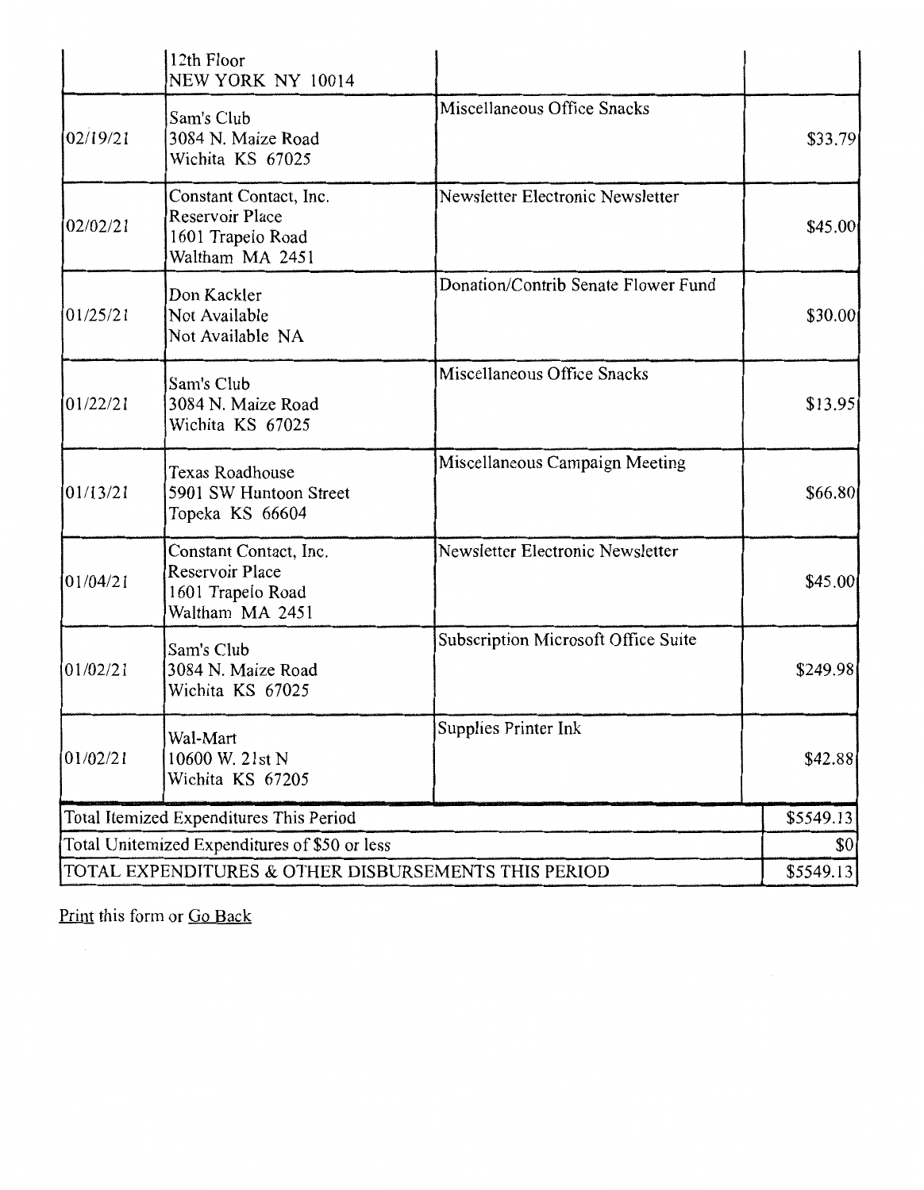| | | | |
|---|---|---|---|
| | 12th Floor<br>NEW YORK NY 10014 | | |
| 02/19/21 | Sam's Club<br>3084 N. Maize Road<br>Wichita KS 67025 | Miscellaneous Office Snacks | $33.79 |
| 02/02/21 | Constant Contact, Inc.<br>Reservoir Place<br>1601 Trapelo Road<br>Waltham MA 2451 | Newsletter Electronic Newsletter | $45.00 |
| 01/25/21 | Don Kackler<br>Not Available<br>Not Available NA | Donation/Contrib Senate Flower Fund | $30.00 |
| 01/22/21 | Sam's Club<br>3084 N. Maize Road<br>Wichita KS 67025 | Miscellaneous Office Snacks | $13.95 |
| 01/13/21 | Texas Roadhouse<br>5901 SW Huntoon Street<br>Topeka KS 66604 | Miscellaneous Campaign Meeting | $66.80 |
| 01/04/21 | Constant Contact, Inc.<br>Reservoir Place<br>1601 Trapelo Road<br>Waltham MA 2451 | Newsletter Electronic Newsletter | $45.00 |
| 01/02/21 | Sam's Club<br>3084 N. Maize Road<br>Wichita KS 67025 | Subscription Microsoft Office Suite | $249.98 |
| 01/02/21 | Wal-Mart<br>10600 W. 21st N<br>Wichita KS 67205 | Supplies Printer Ink | $42.88 |
| Total Itemized Expenditures This Period | | | $5549.13 |
| Total Unitemized Expenditures of $50 or less | | | $0 |
| TOTAL EXPENDITURES & OTHER DISBURSEMENTS THIS PERIOD | | | $5549.13 |

Print this form or Go Back